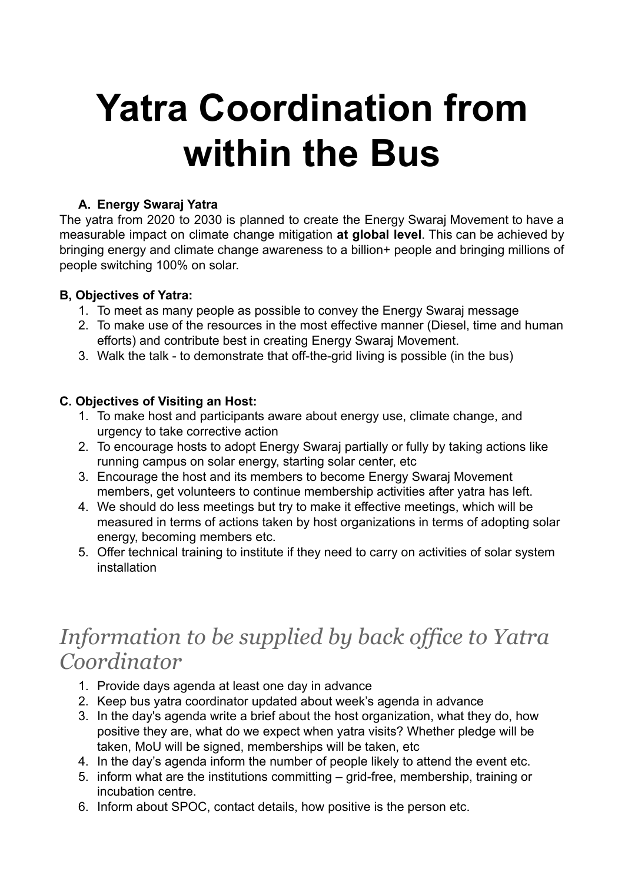# Yatra Coordination from within the Bus

### A. Energy Swaraj Yatra

The yatra from 2020 to 2030 is planned to create the Energy Swaraj Movement to have a measurable impact on climate change mitigation **at global level**. This can be achieved by bringing energy and climate change awareness to a billion+ people and bringing millions of people switching 100% on solar.

**B, Objectives of Yatra:**

1. To meet as many people as possible to convey the Energy Swaraj message
2. To make use of the resources in the most effective manner (Diesel, time and human efforts) and contribute best in creating Energy Swaraj Movement.
3. Walk the talk - to demonstrate that off-the-grid living is possible (in the bus)

**C. Objectives of Visiting an Host:**

1. To make host and participants aware about energy use, climate change, and urgency to take corrective action
2. To encourage hosts to adopt Energy Swaraj partially or fully by taking actions like running campus on solar energy, starting solar center, etc
3. Encourage the host and its members to become Energy Swaraj Movement members, get volunteers to continue membership activities after yatra has left.
4. We should do less meetings but try to make it effective meetings, which will be measured in terms of actions taken by host organizations in terms of adopting solar energy, becoming members etc.
5. Offer technical training to institute if they need to carry on activities of solar system installation

## *Information to be supplied by back office to Yatra Coordinator*

1. Provide days agenda at least one day in advance
2. Keep bus yatra coordinator updated about week's agenda in advance
3. In the day's agenda write a brief about the host organization, what they do, how positive they are, what do we expect when yatra visits? Whether pledge will be taken, MoU will be signed, memberships will be taken, etc
4. In the day's agenda inform the number of people likely to attend the event etc.
5. inform what are the institutions committing – grid-free, membership, training or incubation centre.
6. Inform about SPOC, contact details, how positive is the person etc.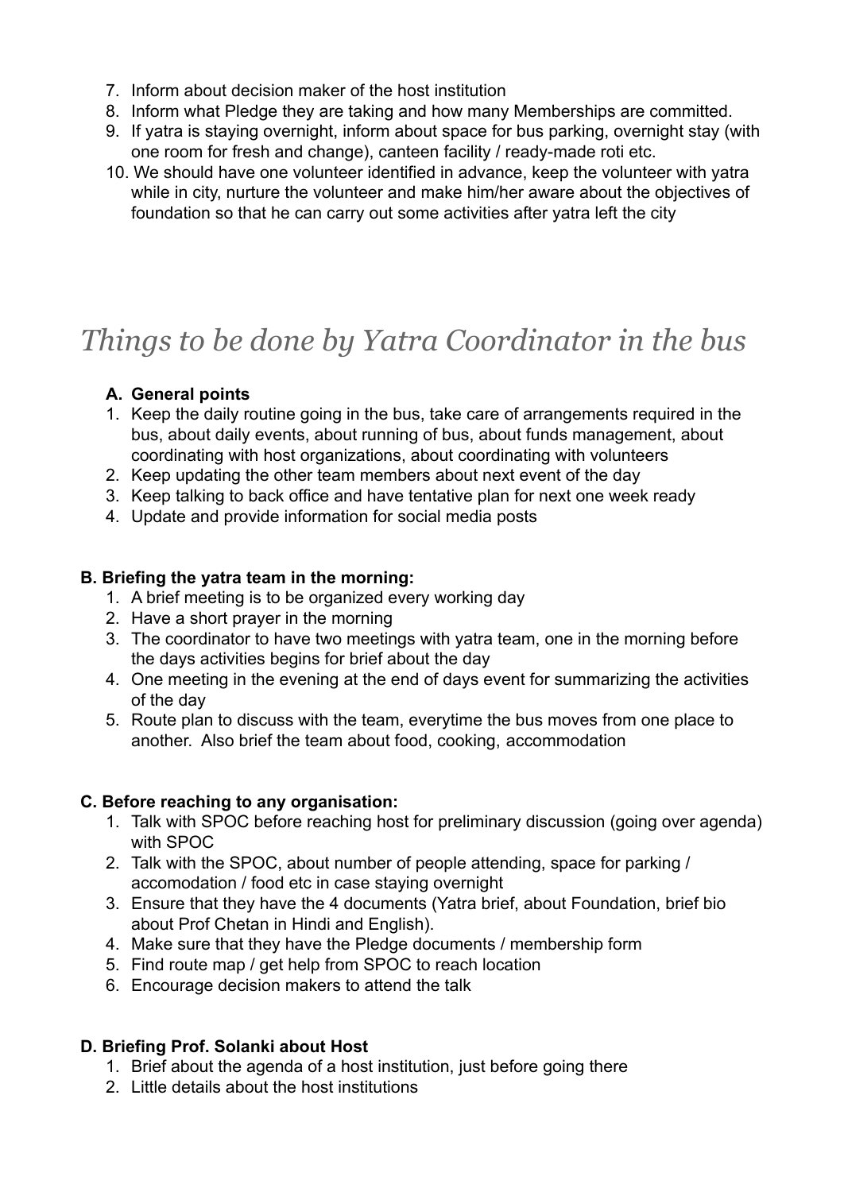7. Inform about decision maker of the host institution
8. Inform what Pledge they are taking and how many Memberships are committed.
9. If yatra is staying overnight, inform about space for bus parking, overnight stay (with one room for fresh and change), canteen facility / ready-made roti etc.
10. We should have one volunteer identified in advance, keep the volunteer with yatra while in city, nurture the volunteer and make him/her aware about the objectives of foundation so that he can carry out some activities after yatra left the city

# *Things to be done by Yatra Coordinator in the bus*

**A. General points**

1. Keep the daily routine going in the bus, take care of arrangements required in the bus, about daily events, about running of bus, about funds management, about coordinating with host organizations, about coordinating with volunteers
2. Keep updating the other team members about next event of the day
3. Keep talking to back office and have tentative plan for next one week ready
4. Update and provide information for social media posts

**B. Briefing the yatra team in the morning:**

1. A brief meeting is to be organized every working day
2. Have a short prayer in the morning
3. The coordinator to have two meetings with yatra team, one in the morning before the days activities begins for brief about the day
4. One meeting in the evening at the end of days event for summarizing the activities of the day
5. Route plan to discuss with the team, everytime the bus moves from one place to another. Also brief the team about food, cooking, accommodation

**C. Before reaching to any organisation:**

1. Talk with SPOC before reaching host for preliminary discussion (going over agenda) with SPOC
2. Talk with the SPOC, about number of people attending, space for parking / accomodation / food etc in case staying overnight
3. Ensure that they have the 4 documents (Yatra brief, about Foundation, brief bio about Prof Chetan in Hindi and English).
4. Make sure that they have the Pledge documents / membership form
5. Find route map / get help from SPOC to reach location
6. Encourage decision makers to attend the talk

**D. Briefing Prof. Solanki about Host**

1. Brief about the agenda of a host institution, just before going there
2. Little details about the host institutions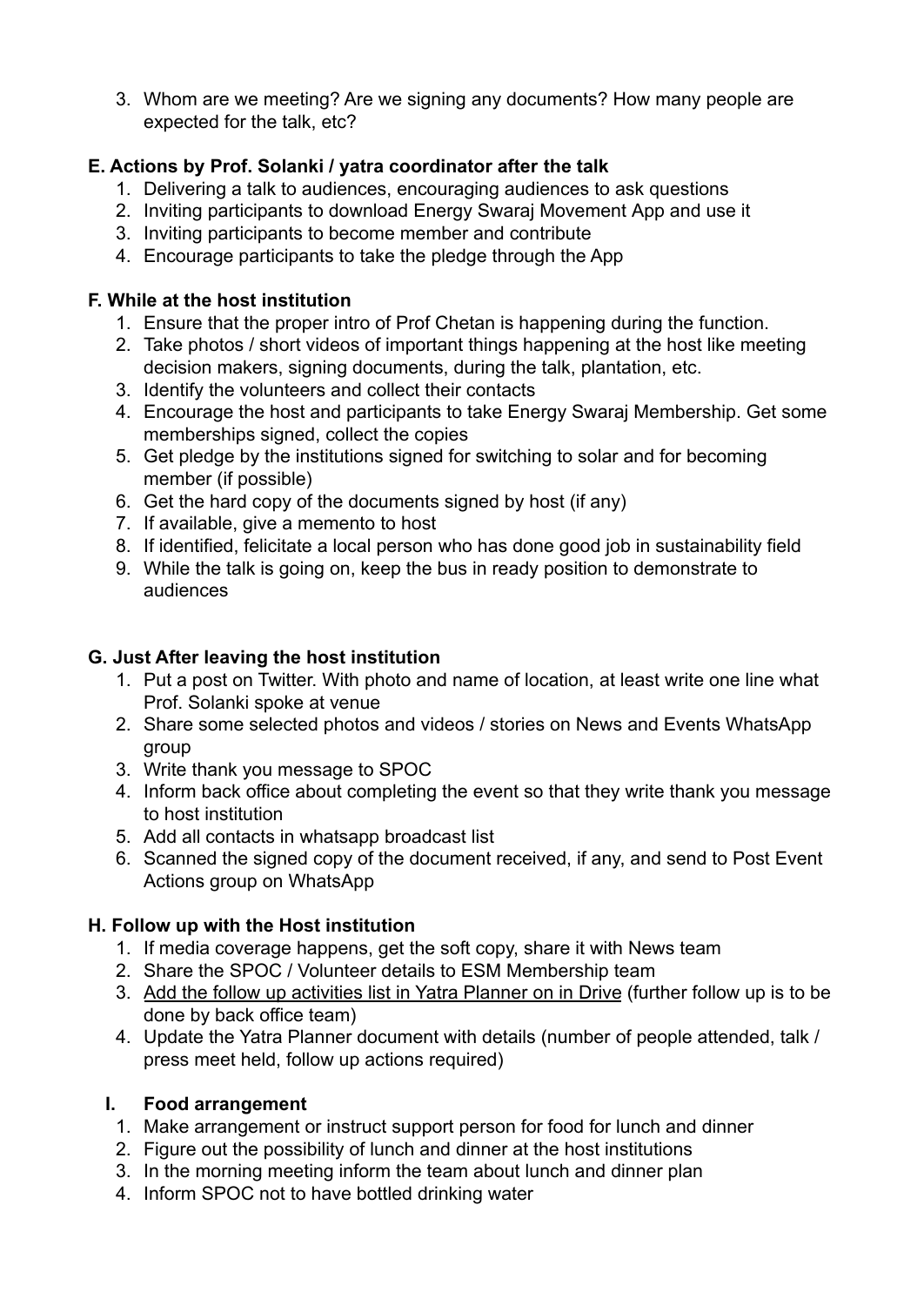3. Whom are we meeting? Are we signing any documents? How many people are expected for the talk, etc?

**E. Actions by Prof. Solanki / yatra coordinator after the talk**

1. Delivering a talk to audiences, encouraging audiences to ask questions
2. Inviting participants to download Energy Swaraj Movement App and use it
3. Inviting participants to become member and contribute
4. Encourage participants to take the pledge through the App

**F. While at the host institution**

1. Ensure that the proper intro of Prof Chetan is happening during the function.
2. Take photos / short videos of important things happening at the host like meeting decision makers, signing documents, during the talk, plantation, etc.
3. Identify the volunteers and collect their contacts
4. Encourage the host and participants to take Energy Swaraj Membership. Get some memberships signed, collect the copies
5. Get pledge by the institutions signed for switching to solar and for becoming member (if possible)
6. Get the hard copy of the documents signed by host (if any)
7. If available, give a memento to host
8. If identified, felicitate a local person who has done good job in sustainability field
9. While the talk is going on, keep the bus in ready position to demonstrate to audiences

**G. Just After leaving the host institution**

1. Put a post on Twitter. With photo and name of location, at least write one line what Prof. Solanki spoke at venue
2. Share some selected photos and videos / stories on News and Events WhatsApp group
3. Write thank you message to SPOC
4. Inform back office about completing the event so that they write thank you message to host institution
5. Add all contacts in whatsapp broadcast list
6. Scanned the signed copy of the document received, if any, and send to Post Event Actions group on WhatsApp

**H. Follow up with the Host institution**

1. If media coverage happens, get the soft copy, share it with News team
2. Share the SPOC / Volunteer details to ESM Membership team
3. Add the follow up activities list in Yatra Planner on in Drive (further follow up is to be done by back office team)
4. Update the Yatra Planner document with details (number of people attended, talk / press meet held, follow up actions required)

**I. Food arrangement**

1. Make arrangement or instruct support person for food for lunch and dinner
2. Figure out the possibility of lunch and dinner at the host institutions
3. In the morning meeting inform the team about lunch and dinner plan
4. Inform SPOC not to have bottled drinking water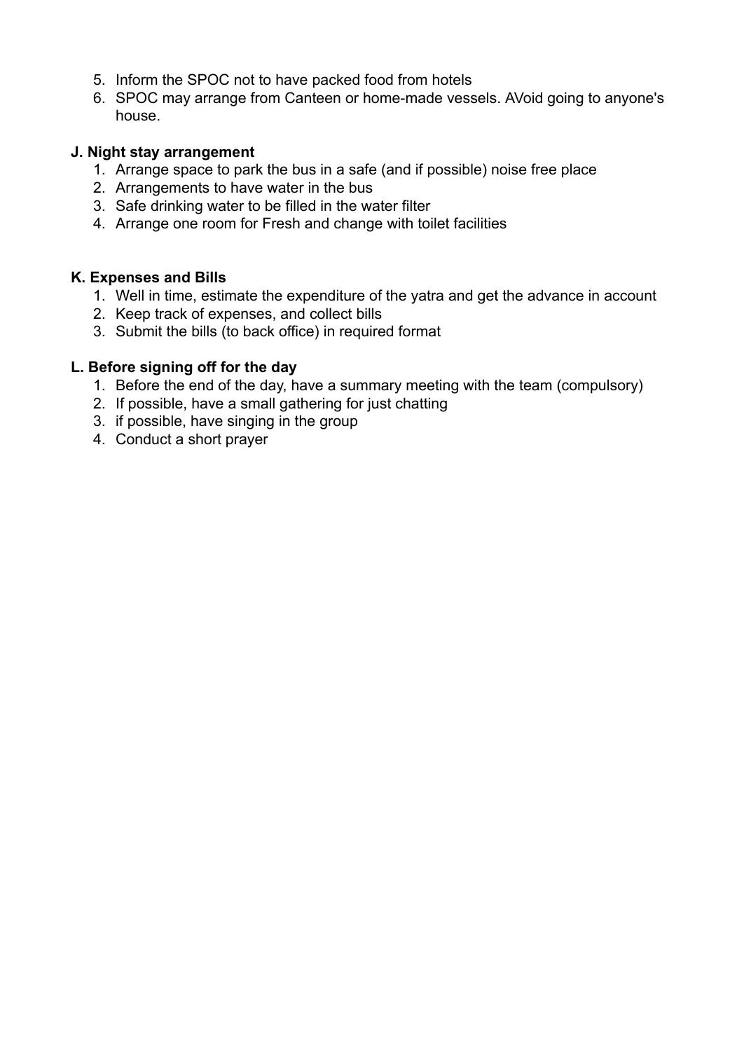5. Inform the SPOC not to have packed food from hotels
6. SPOC may arrange from Canteen or home-made vessels. AVoid going to anyone's house.

**J. Night stay arrangement**

1. Arrange space to park the bus in a safe (and if possible) noise free place
2. Arrangements to have water in the bus
3. Safe drinking water to be filled in the water filter
4. Arrange one room for Fresh and change with toilet facilities

**K. Expenses and Bills**

1. Well in time, estimate the expenditure of the yatra and get the advance in account
2. Keep track of expenses, and collect bills
3. Submit the bills (to back office) in required format

**L. Before signing off for the day**

1. Before the end of the day, have a summary meeting with the team (compulsory)
2. If possible, have a small gathering for just chatting
3. if possible, have singing in the group
4. Conduct a short prayer